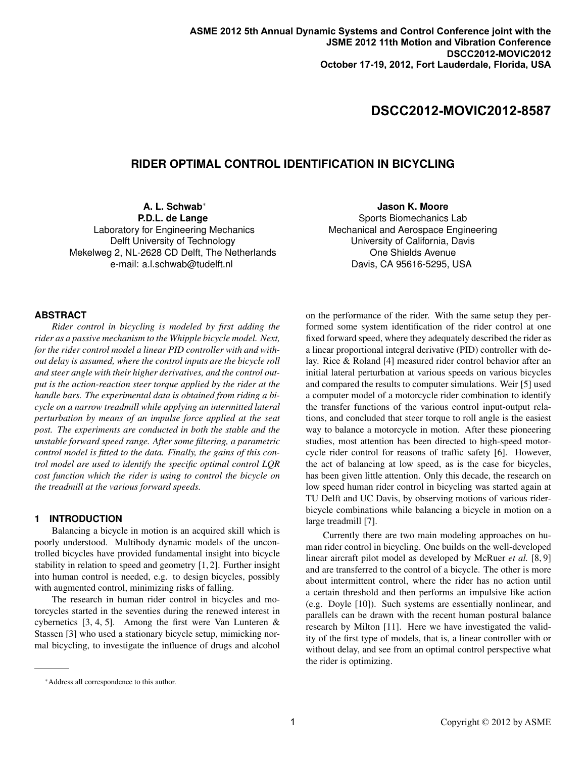# RIDER OPTIMAL CONTROL IDENTIFICATION IN BICYCLING

**A. L. Schwab***
**P.D.L. de Lange**
Laboratory for Engineering Mechanics
Delft University of Technology
Mekelweg 2, NL-2628 CD Delft, The Netherlands
e-mail: a.l.schwab@tudelft.nl

**Jason K. Moore**
Sports Biomechanics Lab
Mechanical and Aerospace Engineering
University of California, Davis
One Shields Avenue
Davis, CA 95616-5295, USA

## ABSTRACT

*Rider control in bicycling is modeled by first adding the rider as a passive mechanism to the Whipple bicycle model. Next, for the rider control model a linear PID controller with and without delay is assumed, where the control inputs are the bicycle roll and steer angle with their higher derivatives, and the control output is the action-reaction steer torque applied by the rider at the handle bars. The experimental data is obtained from riding a bicycle on a narrow treadmill while applying an intermitted lateral perturbation by means of an impulse force applied at the seat post. The experiments are conducted in both the stable and the unstable forward speed range. After some filtering, a parametric control model is fitted to the data. Finally, the gains of this control model are used to identify the specific optimal control LQR cost function which the rider is using to control the bicycle on the treadmill at the various forward speeds.*

## 1 INTRODUCTION

Balancing a bicycle in motion is an acquired skill which is poorly understood. Multibody dynamic models of the uncontrolled bicycles have provided fundamental insight into bicycle stability in relation to speed and geometry [1, 2]. Further insight into human control is needed, e.g. to design bicycles, possibly with augmented control, minimizing risks of falling.

The research in human rider control in bicycles and motorcycles started in the seventies during the renewed interest in cybernetics [3, 4, 5]. Among the first were Van Lunteren & Stassen [3] who used a stationary bicycle setup, mimicking normal bicycling, to investigate the influence of drugs and alcohol on the performance of the rider. With the same setup they performed some system identification of the rider control at one fixed forward speed, where they adequately described the rider as a linear proportional integral derivative (PID) controller with delay. Rice & Roland [4] measured rider control behavior after an initial lateral perturbation at various speeds on various bicycles and compared the results to computer simulations. Weir [5] used a computer model of a motorcycle rider combination to identify the transfer functions of the various control input-output relations, and concluded that steer torque to roll angle is the easiest way to balance a motorcycle in motion. After these pioneering studies, most attention has been directed to high-speed motorcycle rider control for reasons of traffic safety [6]. However, the act of balancing at low speed, as is the case for bicycles, has been given little attention. Only this decade, the research on low speed human rider control in bicycling was started again at TU Delft and UC Davis, by observing motions of various rider-bicycle combinations while balancing a bicycle in motion on a large treadmill [7].

Currently there are two main modeling approaches on human rider control in bicycling. One builds on the well-developed linear aircraft pilot model as developed by McRuer *et al.* [8, 9] and are transferred to the control of a bicycle. The other is more about intermittent control, where the rider has no action until a certain threshold and then performs an impulsive like action (e.g. Doyle [10]). Such systems are essentially nonlinear, and parallels can be drawn with the recent human postural balance research by Milton [11]. Here we have investigated the validity of the first type of models, that is, a linear controller with or without delay, and see from an optimal control perspective what the rider is optimizing.

*Address all correspondence to this author.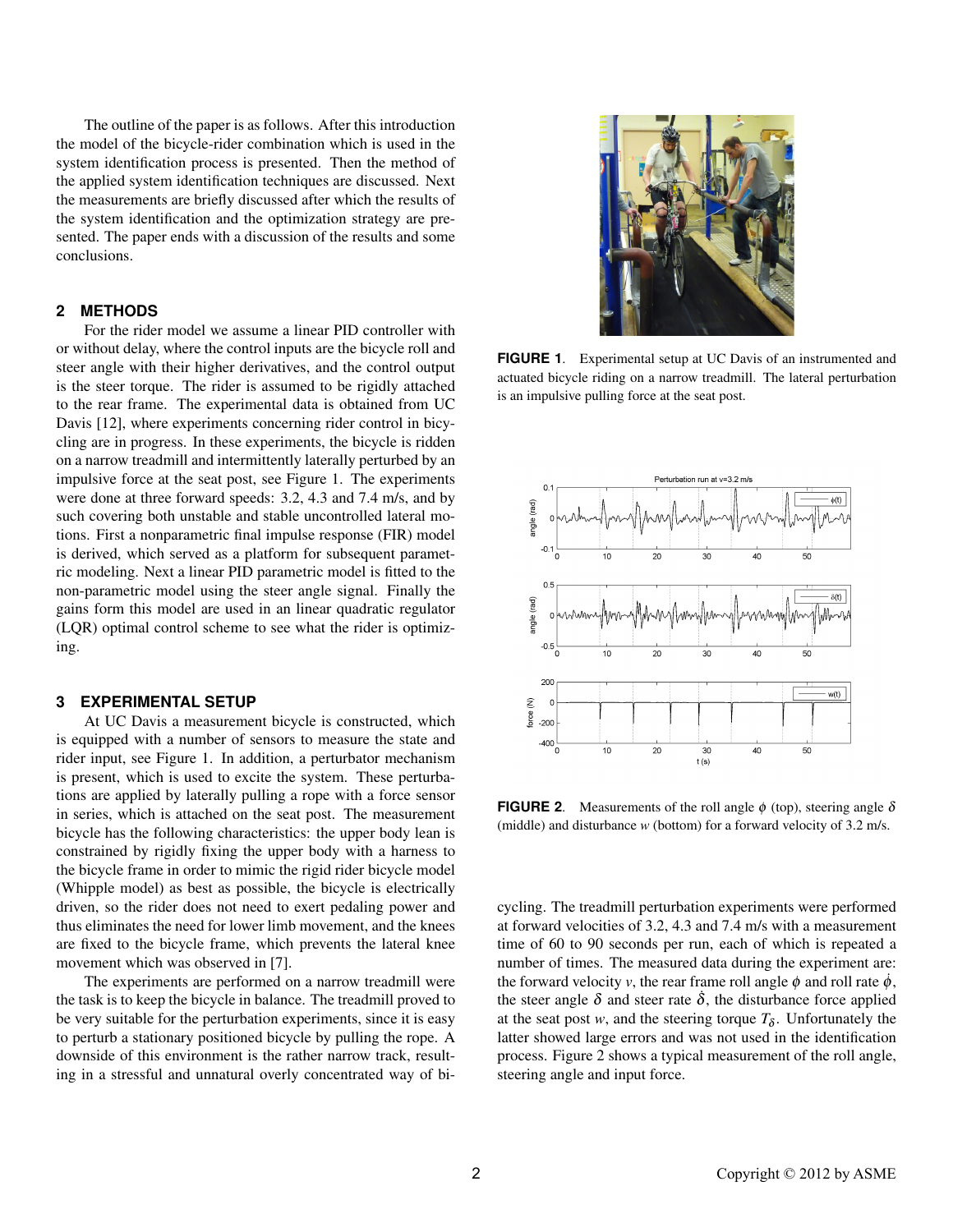The outline of the paper is as follows. After this introduction the model of the bicycle-rider combination which is used in the system identification process is presented. Then the method of the applied system identification techniques are discussed. Next the measurements are briefly discussed after which the results of the system identification and the optimization strategy are presented. The paper ends with a discussion of the results and some conclusions.

## 2 METHODS

For the rider model we assume a linear PID controller with or without delay, where the control inputs are the bicycle roll and steer angle with their higher derivatives, and the control output is the steer torque. The rider is assumed to be rigidly attached to the rear frame. The experimental data is obtained from UC Davis [12], where experiments concerning rider control in bicycling are in progress. In these experiments, the bicycle is ridden on a narrow treadmill and intermittently laterally perturbed by an impulsive force at the seat post, see Figure 1. The experiments were done at three forward speeds: 3.2, 4.3 and 7.4 m/s, and by such covering both unstable and stable uncontrolled lateral motions. First a nonparametric final impulse response (FIR) model is derived, which served as a platform for subsequent parametric modeling. Next a linear PID parametric model is fitted to the non-parametric model using the steer angle signal. Finally the gains form this model are used in an linear quadratic regulator (LQR) optimal control scheme to see what the rider is optimizing.

## 3 EXPERIMENTAL SETUP

At UC Davis a measurement bicycle is constructed, which is equipped with a number of sensors to measure the state and rider input, see Figure 1. In addition, a perturbator mechanism is present, which is used to excite the system. These perturbations are applied by laterally pulling a rope with a force sensor in series, which is attached on the seat post. The measurement bicycle has the following characteristics: the upper body lean is constrained by rigidly fixing the upper body with a harness to the bicycle frame in order to mimic the rigid rider bicycle model (Whipple model) as best as possible, the bicycle is electrically driven, so the rider does not need to exert pedaling power and thus eliminates the need for lower limb movement, and the knees are fixed to the bicycle frame, which prevents the lateral knee movement which was observed in [7].

The experiments are performed on a narrow treadmill were the task is to keep the bicycle in balance. The treadmill proved to be very suitable for the perturbation experiments, since it is easy to perturb a stationary positioned bicycle by pulling the rope. A downside of this environment is the rather narrow track, resulting in a stressful and unnatural overly concentrated way of bicycling. The treadmill perturbation experiments were performed at forward velocities of 3.2, 4.3 and 7.4 m/s with a measurement time of 60 to 90 seconds per run, each of which is repeated a number of times. The measured data during the experiment are: the forward velocity $v$, the rear frame roll angle $\phi$ and roll rate $\dot{\phi}$, the steer angle $\delta$ and steer rate $\dot{\delta}$, the disturbance force applied at the seat post $w$, and the steering torque $T_{\delta}$. Unfortunately the latter showed large errors and was not used in the identification process. Figure 2 shows a typical measurement of the roll angle, steering angle and input force.

**FIGURE 1**. Experimental setup at UC Davis of an instrumented and actuated bicycle riding on a narrow treadmill. The lateral perturbation is an impulsive pulling force at the seat post.

**FIGURE 2**. Measurements of the roll angle $\phi$ (top), steering angle $\delta$ (middle) and disturbance $w$ (bottom) for a forward velocity of 3.2 m/s.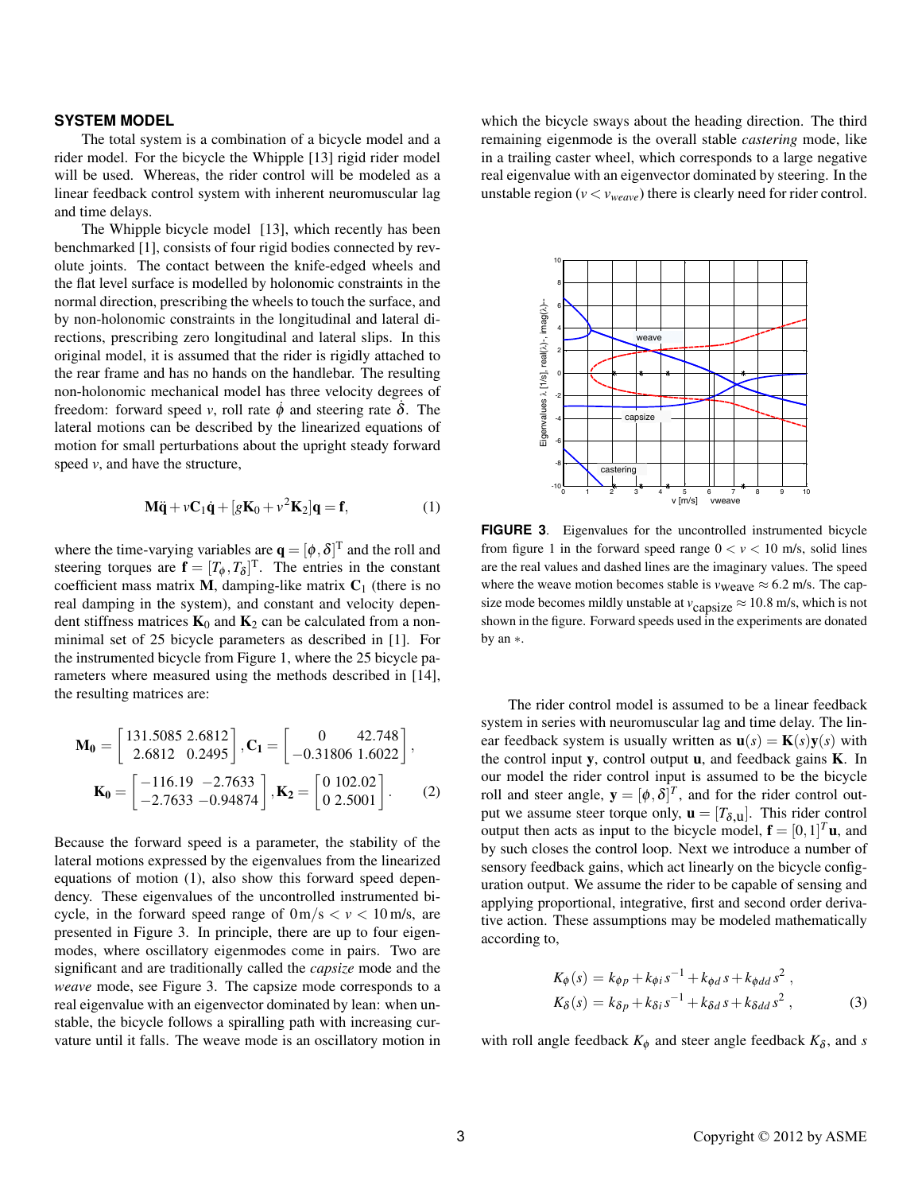## SYSTEM MODEL

The total system is a combination of a bicycle model and a rider model. For the bicycle the Whipple [13] rigid rider model will be used. Whereas, the rider control will be modeled as a linear feedback control system with inherent neuromuscular lag and time delays.

The Whipple bicycle model [13], which recently has been benchmarked [1], consists of four rigid bodies connected by revolute joints. The contact between the knife-edged wheels and the flat level surface is modelled by holonomic constraints in the normal direction, prescribing the wheels to touch the surface, and by non-holonomic constraints in the longitudinal and lateral directions, prescribing zero longitudinal and lateral slips. In this original model, it is assumed that the rider is rigidly attached to the rear frame and has no hands on the handlebar. The resulting non-holonomic mechanical model has three velocity degrees of freedom: forward speed $v$, roll rate $\dot{\phi}$ and steering rate $\dot{\delta}$. The lateral motions can be described by the linearized equations of motion for small perturbations about the upright steady forward speed $v$, and have the structure,

$$\mathbf{M}\ddot{\mathbf{q}} + v\mathbf{C}_1\dot{\mathbf{q}} + [g\mathbf{K}_0 + v^2\mathbf{K}_2]\mathbf{q} = \mathbf{f}, \tag{1}$$

where the time-varying variables are $\mathbf{q} = [\phi, \delta]^{\mathrm{T}}$ and the roll and steering torques are $\mathbf{f} = [T_\phi, T_\delta]^{\mathrm{T}}$. The entries in the constant coefficient mass matrix $\mathbf{M}$, damping-like matrix $\mathbf{C}_1$ (there is no real damping in the system), and constant and velocity dependent stiffness matrices $\mathbf{K}_0$ and $\mathbf{K}_2$ can be calculated from a non-minimal set of 25 bicycle parameters as described in [1]. For the instrumented bicycle from Figure 1, where the 25 bicycle parameters where measured using the methods described in [14], the resulting matrices are:

$$\mathbf{M_0} = \begin{bmatrix} 131.5085 & 2.6812 \\ 2.6812 & 0.2495 \end{bmatrix}, \mathbf{C_1} = \begin{bmatrix} 0 & 42.748 \\ -0.31806 & 1.6022 \end{bmatrix},$$
$$\mathbf{K_0} = \begin{bmatrix} -116.19 & -2.7633 \\ -2.7633 & -0.94874 \end{bmatrix}, \mathbf{K_2} = \begin{bmatrix} 0 & 102.02 \\ 0 & 2.5001 \end{bmatrix}. \tag{2}$$

Because the forward speed is a parameter, the stability of the lateral motions expressed by the eigenvalues from the linearized equations of motion (1), also show this forward speed dependency. These eigenvalues of the uncontrolled instrumented bicycle, in the forward speed range of $0\,\mathrm{m/s} < v < 10\,\mathrm{m/s}$, are presented in Figure 3. In principle, there are up to four eigenmodes, where oscillatory eigenmodes come in pairs. Two are significant and are traditionally called the *capsize* mode and the *weave* mode, see Figure 3. The capsize mode corresponds to a real eigenvalue with an eigenvector dominated by lean: when unstable, the bicycle follows a spiralling path with increasing curvature until it falls. The weave mode is an oscillatory motion in which the bicycle sways about the heading direction. The third remaining eigenmode is the overall stable *castering* mode, like in a trailing caster wheel, which corresponds to a large negative real eigenvalue with an eigenvector dominated by steering. In the unstable region ($v < v_{weave}$) there is clearly need for rider control.

**FIGURE 3**. Eigenvalues for the uncontrolled instrumented bicycle from figure 1 in the forward speed range $0 < v < 10$ m/s, solid lines are the real values and dashed lines are the imaginary values. The speed where the weave motion becomes stable is $v_{\text{weave}} \approx 6.2$ m/s. The capsize mode becomes mildly unstable at $v_{\text{capsize}} \approx 10.8$ m/s, which is not shown in the figure. Forward speeds used in the experiments are donated by an $*$.

The rider control model is assumed to be a linear feedback system in series with neuromuscular lag and time delay. The linear feedback system is usually written as $\mathbf{u}(s) = \mathbf{K}(s)\mathbf{y}(s)$ with the control input $\mathbf{y}$, control output $\mathbf{u}$, and feedback gains $\mathbf{K}$. In our model the rider control input is assumed to be the bicycle roll and steer angle, $\mathbf{y} = [\phi, \delta]^T$, and for the rider control output we assume steer torque only, $\mathbf{u} = [T_{\delta,\mathrm{u}}]$. This rider control output then acts as input to the bicycle model, $\mathbf{f} = [0, 1]^T\mathbf{u}$, and by such closes the control loop. Next we introduce a number of sensory feedback gains, which act linearly on the bicycle configuration output. We assume the rider to be capable of sensing and applying proportional, integrative, first and second order derivative action. These assumptions may be modeled mathematically according to,

$$K_\phi(s) = k_{\phi p} + k_{\phi i}\,s^{-1} + k_{\phi d}\,s + k_{\phi dd}\,s^2\,,$$
$$K_\delta(s) = k_{\delta p} + k_{\delta i}\,s^{-1} + k_{\delta d}\,s + k_{\delta dd}\,s^2\,, \tag{3}$$

with roll angle feedback $K_\phi$ and steer angle feedback $K_\delta$, and $s$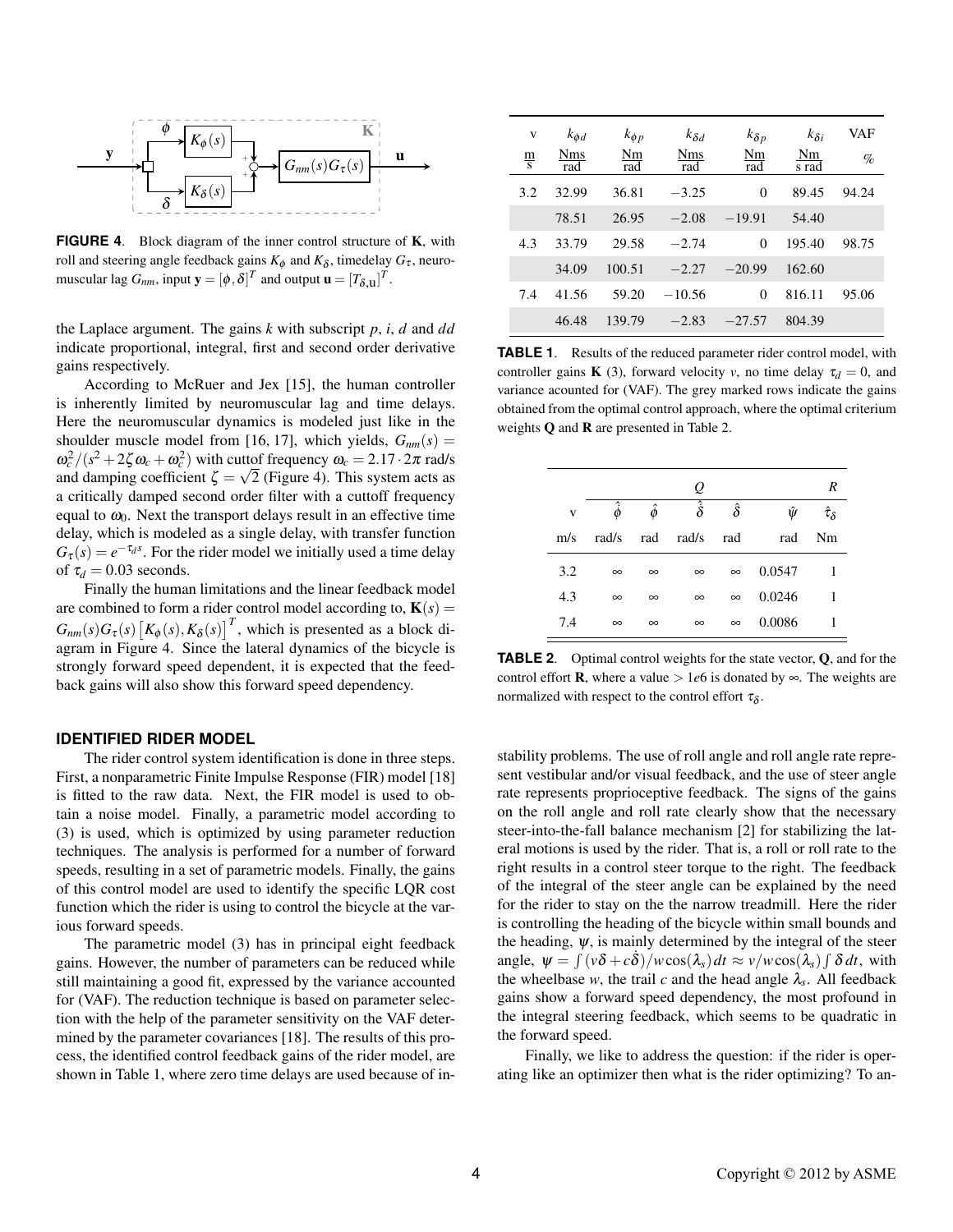FIGURE 4. Block diagram of the inner control structure of $\mathbf{K}$, with roll and steering angle feedback gains $K_\phi$ and $K_\delta$, timedelay $G_\tau$, neuromuscular lag $G_{nm}$, input $\mathbf{y} = [\phi, \delta]^T$ and output $\mathbf{u} = [T_{\delta,\mathrm{u}}]^T$.

the Laplace argument. The gains $k$ with subscript $p$, $i$, $d$ and $dd$ indicate proportional, integral, first and second order derivative gains respectively.

According to McRuer and Jex [15], the human controller is inherently limited by neuromuscular lag and time delays. Here the neuromuscular dynamics is modeled just like in the shoulder muscle model from [16, 17], which yields, $G_{nm}(s) = \omega_c^2/(s^2 + 2\zeta\omega_c + \omega_c^2)$ with cuttof frequency $\omega_c = 2.17 \cdot 2\pi$ rad/s and damping coefficient $\zeta = \sqrt{2}$ (Figure 4). This system acts as a critically damped second order filter with a cuttoff frequency equal to $\omega_0$. Next the transport delays result in an effective time delay, which is modeled as a single delay, with transfer function $G_\tau(s) = e^{-\tau_d s}$. For the rider model we initially used a time delay of $\tau_d = 0.03$ seconds.

Finally the human limitations and the linear feedback model are combined to form a rider control model according to, $\mathbf{K}(s) = G_{nm}(s)G_\tau(s)\left[K_\phi(s), K_\delta(s)\right]^T$, which is presented as a block diagram in Figure 4. Since the lateral dynamics of the bicycle is strongly forward speed dependent, it is expected that the feedback gains will also show this forward speed dependency.

## IDENTIFIED RIDER MODEL

The rider control system identification is done in three steps. First, a nonparametric Finite Impulse Response (FIR) model [18] is fitted to the raw data. Next, the FIR model is used to obtain a noise model. Finally, a parametric model according to (3) is used, which is optimized by using parameter reduction techniques. The analysis is performed for a number of forward speeds, resulting in a set of parametric models. Finally, the gains of this control model are used to identify the specific LQR cost function which the rider is using to control the bicycle at the various forward speeds.

The parametric model (3) has in principal eight feedback gains. However, the number of parameters can be reduced while still maintaining a good fit, expressed by the variance accounted for (VAF). The reduction technique is based on parameter selection with the help of the parameter sensitivity on the VAF determined by the parameter covariances [18]. The results of this process, the identified control feedback gains of the rider model, are shown in Table 1, where zero time delays are used because of in-

| v | $k_{\phi d}$ | $k_{\phi p}$ | $k_{\delta d}$ | $k_{\delta p}$ | $k_{\delta i}$ | VAF |
|---|---|---|---|---|---|---|
| $\frac{\mathrm{m}}{\mathrm{s}}$ | $\frac{\mathrm{Nms}}{\mathrm{rad}}$ | $\frac{\mathrm{Nm}}{\mathrm{rad}}$ | $\frac{\mathrm{Nms}}{\mathrm{rad}}$ | $\frac{\mathrm{Nm}}{\mathrm{rad}}$ | $\frac{\mathrm{Nm}}{\mathrm{s\,rad}}$ | % |
| 3.2 | 32.99 | 36.81 | −3.25 | 0 | 89.45 | 94.24 |
| | 78.51 | 26.95 | −2.08 | −19.91 | 54.40 | |
| 4.3 | 33.79 | 29.58 | −2.74 | 0 | 195.40 | 98.75 |
| | 34.09 | 100.51 | −2.27 | −20.99 | 162.60 | |
| 7.4 | 41.56 | 59.20 | −10.56 | 0 | 816.11 | 95.06 |
| | 46.48 | 139.79 | −2.83 | −27.57 | 804.39 | |

TABLE 1. Results of the reduced parameter rider control model, with controller gains $\mathbf{K}$ (3), forward velocity $v$, no time delay $\tau_d = 0$, and variance acounted for (VAF). The grey marked rows indicate the gains obtained from the optimal control approach, where the optimal criterium weights $\mathbf{Q}$ and $\mathbf{R}$ are presented in Table 2.

| | $Q$ | | | | | $R$ |
|---|---|---|---|---|---|---|
| v | $\hat{\dot{\phi}}$ | $\hat{\phi}$ | $\hat{\dot{\delta}}$ | $\hat{\delta}$ | $\hat{\psi}$ | $\hat{\tau}_\delta$ |
| m/s | rad/s | rad | rad/s | rad | rad | Nm |
| 3.2 | ∞ | ∞ | ∞ | ∞ | 0.0547 | 1 |
| 4.3 | ∞ | ∞ | ∞ | ∞ | 0.0246 | 1 |
| 7.4 | ∞ | ∞ | ∞ | ∞ | 0.0086 | 1 |

TABLE 2. Optimal control weights for the state vector, $\mathbf{Q}$, and for the control effort $\mathbf{R}$, where a value $> 1e6$ is donated by ∞. The weights are normalized with respect to the control effort $\tau_\delta$.

stability problems. The use of roll angle and roll angle rate represent vestibular and/or visual feedback, and the use of steer angle rate represents proprioceptive feedback. The signs of the gains on the roll angle and roll rate clearly show that the necessary steer-into-the-fall balance mechanism [2] for stabilizing the lateral motions is used by the rider. That is, a roll or roll rate to the right results in a control steer torque to the right. The feedback of the integral of the steer angle can be explained by the need for the rider to stay on the narrow treadmill. Here the rider is controlling the heading of the bicycle within small bounds and the heading, $\psi$, is mainly determined by the integral of the steer angle, $\psi = \int (v\delta + c\dot{\delta})/w\cos(\lambda_s)\,dt \approx v/w\cos(\lambda_s)\int \delta\,dt$, with the wheelbase $w$, the trail $c$ and the head angle $\lambda_s$. All feedback gains show a forward speed dependency, the most profound in the integral steering feedback, which seems to be quadratic in the forward speed.

Finally, we like to address the question: if the rider is operating like an optimizer then what is the rider optimizing? To an-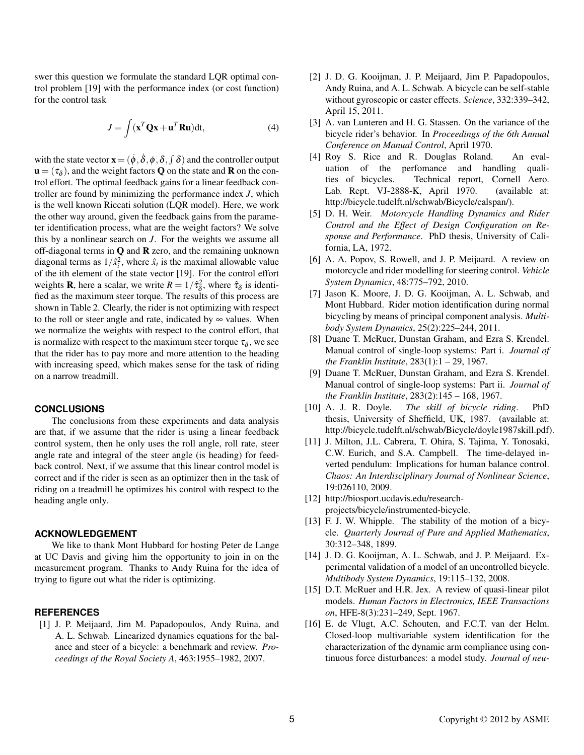swer this question we formulate the standard LQR optimal control problem [19] with the performance index (or cost function) for the control task

$$J = \int (\mathbf{x}^T \mathbf{Q} \mathbf{x} + \mathbf{u}^T \mathbf{R} \mathbf{u}) \mathrm{d}t, \tag{4}$$

with the state vector $\mathbf{x} = (\dot{\phi}, \dot{\delta}, \phi, \delta, \int \delta)$ and the controller output $\mathbf{u} = (\tau_\delta)$, and the weight factors $\mathbf{Q}$ on the state and $\mathbf{R}$ on the control effort. The optimal feedback gains for a linear feedback controller are found by minimizing the performance index $J$, which is the well known Riccati solution (LQR model). Here, we work the other way around, given the feedback gains from the parameter identification process, what are the weight factors? We solve this by a nonlinear search on $J$. For the weights we assume all off-diagonal terms in $\mathbf{Q}$ and $\mathbf{R}$ zero, and the remaining unknown diagonal terms as $1/\hat{x}_i^2$, where $\hat{x}_i$ is the maximal allowable value of the ith element of the state vector [19]. For the control effort weights $\mathbf{R}$, here a scalar, we write $R = 1/\hat{\tau}_\delta^2$, where $\hat{\tau}_\delta$ is identified as the maximum steer torque. The results of this process are shown in Table 2. Clearly, the rider is not optimizing with respect to the roll or steer angle and rate, indicated by $\infty$ values. When we normalize the weights with respect to the control effort, that is normalize with respect to the maximum steer torque $\tau_\delta$, we see that the rider has to pay more and more attention to the heading with increasing speed, which makes sense for the task of riding on a narrow treadmill.

## CONCLUSIONS

The conclusions from these experiments and data analysis are that, if we assume that the rider is using a linear feedback control system, then he only uses the roll angle, roll rate, steer angle rate and integral of the steer angle (is heading) for feedback control. Next, if we assume that this linear control model is correct and if the rider is seen as an optimizer then in the task of riding on a treadmill he optimizes his control with respect to the heading angle only.

## ACKNOWLEDGEMENT

We like to thank Mont Hubbard for hosting Peter de Lange at UC Davis and giving him the opportunity to join in on the measurement program. Thanks to Andy Ruina for the idea of trying to figure out what the rider is optimizing.

## REFERENCES

[1] J. P. Meijaard, Jim M. Papadopoulos, Andy Ruina, and A. L. Schwab. Linearized dynamics equations for the balance and steer of a bicycle: a benchmark and review. *Proceedings of the Royal Society A*, 463:1955–1982, 2007.

[2] J. D. G. Kooijman, J. P. Meijaard, Jim P. Papadopoulos, Andy Ruina, and A. L. Schwab. A bicycle can be self-stable without gyroscopic or caster effects. *Science*, 332:339–342, April 15, 2011.

[3] A. van Lunteren and H. G. Stassen. On the variance of the bicycle rider's behavior. In *Proceedings of the 6th Annual Conference on Manual Control*, April 1970.

[4] Roy S. Rice and R. Douglas Roland. An evaluation of the perfomance and handling qualities of bicycles. Technical report, Cornell Aero. Lab. Rept. VJ-2888-K, April 1970. (available at: http://bicycle.tudelft.nl/schwab/Bicycle/calspan/).

[5] D. H. Weir. *Motorcycle Handling Dynamics and Rider Control and the Effect of Design Configuration on Response and Performance*. PhD thesis, University of California, LA, 1972.

[6] A. A. Popov, S. Rowell, and J. P. Meijaard. A review on motorcycle and rider modelling for steering control. *Vehicle System Dynamics*, 48:775–792, 2010.

[7] Jason K. Moore, J. D. G. Kooijman, A. L. Schwab, and Mont Hubbard. Rider motion identification during normal bicycling by means of principal component analysis. *Multibody System Dynamics*, 25(2):225–244, 2011.

[8] Duane T. McRuer, Dunstan Graham, and Ezra S. Krendel. Manual control of single-loop systems: Part i. *Journal of the Franklin Institute*, 283(1):1 – 29, 1967.

[9] Duane T. McRuer, Dunstan Graham, and Ezra S. Krendel. Manual control of single-loop systems: Part ii. *Journal of the Franklin Institute*, 283(2):145 – 168, 1967.

[10] A. J. R. Doyle. *The skill of bicycle riding*. PhD thesis, University of Sheffield, UK, 1987. (available at: http://bicycle.tudelft.nl/schwab/Bicycle/doyle1987skill.pdf).

[11] J. Milton, J.L. Cabrera, T. Ohira, S. Tajima, Y. Tonosaki, C.W. Eurich, and S.A. Campbell. The time-delayed inverted pendulum: Implications for human balance control. *Chaos: An Interdisciplinary Journal of Nonlinear Science*, 19:026110, 2009.

[12] http://biosport.ucdavis.edu/research-projects/bicycle/instrumented-bicycle.

[13] F. J. W. Whipple. The stability of the motion of a bicycle. *Quarterly Journal of Pure and Applied Mathematics*, 30:312–348, 1899.

[14] J. D. G. Kooijman, A. L. Schwab, and J. P. Meijaard. Experimental validation of a model of an uncontrolled bicycle. *Multibody System Dynamics*, 19:115–132, 2008.

[15] D.T. McRuer and H.R. Jex. A review of quasi-linear pilot models. *Human Factors in Electronics, IEEE Transactions on*, HFE-8(3):231–249, Sept. 1967.

[16] E. de Vlugt, A.C. Schouten, and F.C.T. van der Helm. Closed-loop multivariable system identification for the characterization of the dynamic arm compliance using continuous force disturbances: a model study. *Journal of neu-*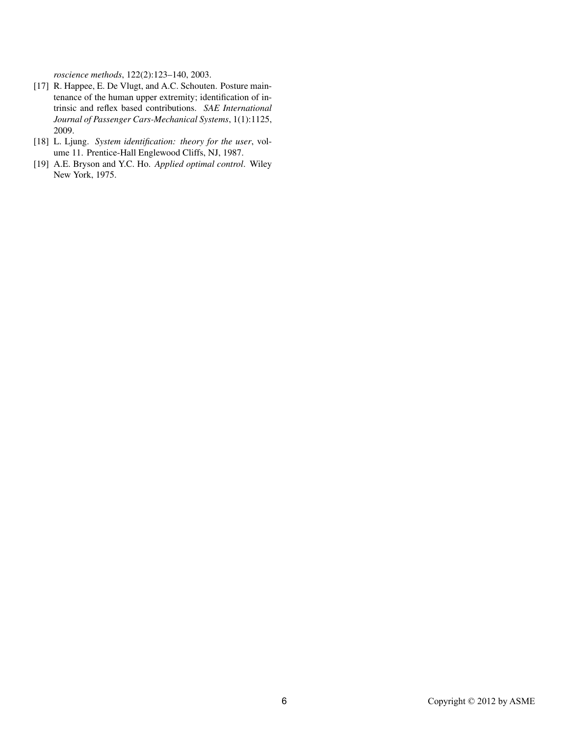*roscience methods*, 122(2):123–140, 2003.

[17] R. Happee, E. De Vlugt, and A.C. Schouten. Posture maintenance of the human upper extremity; identification of intrinsic and reflex based contributions. *SAE International Journal of Passenger Cars-Mechanical Systems*, 1(1):1125, 2009.

[18] L. Ljung. *System identification: theory for the user*, volume 11. Prentice-Hall Englewood Cliffs, NJ, 1987.

[19] A.E. Bryson and Y.C. Ho. *Applied optimal control*. Wiley New York, 1975.